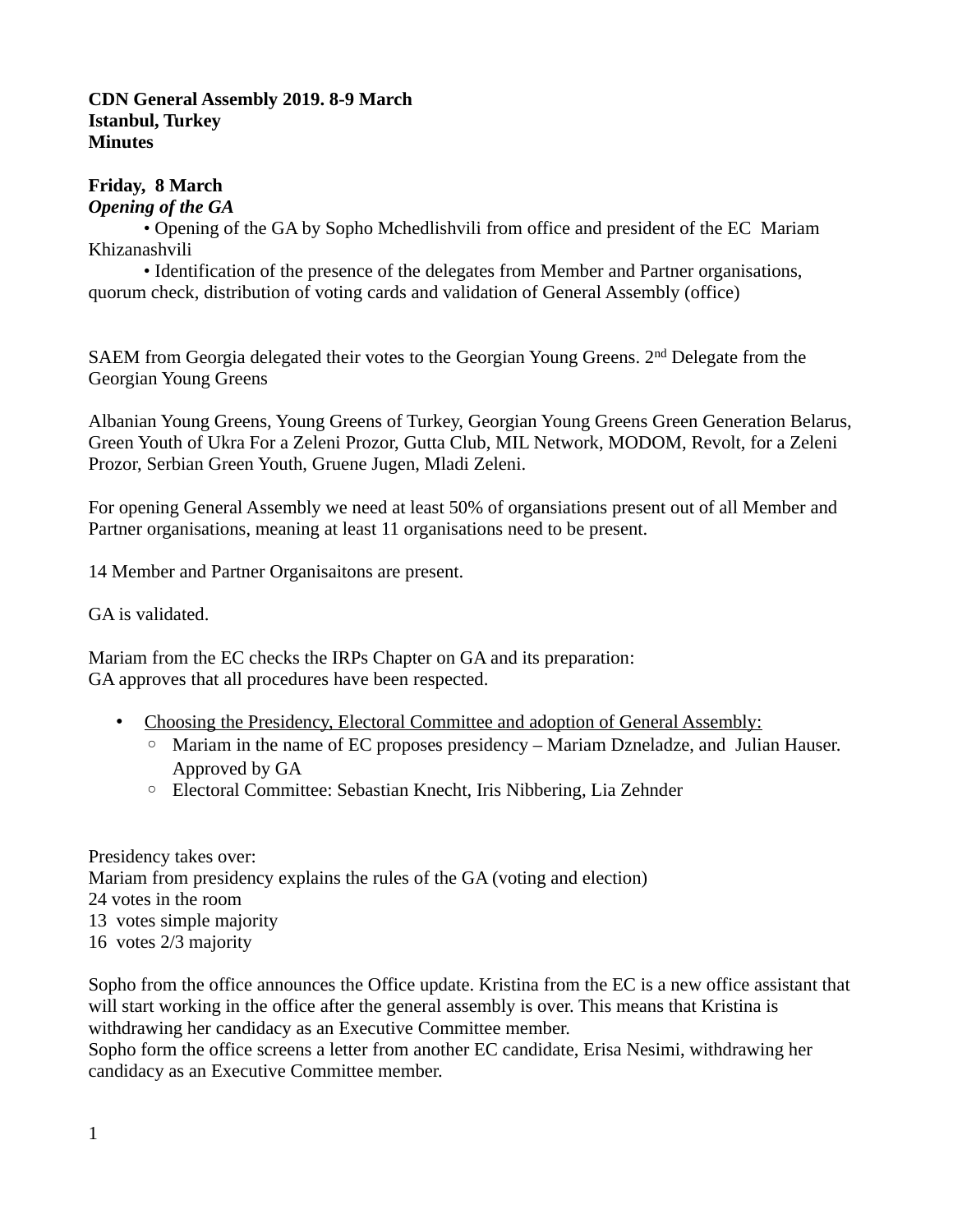**CDN General Assembly 2019. 8-9 March**
**Istanbul, Turkey**
**Minutes**

**Friday, 8 March**
***Opening of the GA***

• Opening of the GA by Sopho Mchedlishvili from office and president of the EC Mariam Khizanashvili

• Identification of the presence of the delegates from Member and Partner organisations, quorum check, distribution of voting cards and validation of General Assembly (office)

SAEM from Georgia delegated their votes to the Georgian Young Greens. 2nd Delegate from the Georgian Young Greens

Albanian Young Greens, Young Greens of Turkey, Georgian Young Greens Green Generation Belarus, Green Youth of Ukra For a Zeleni Prozor, Gutta Club, MIL Network, MODOM, Revolt, for a Zeleni Prozor, Serbian Green Youth, Gruene Jugen, Mladi Zeleni.

For opening General Assembly we need at least 50% of organsiations present out of all Member and Partner organisations, meaning at least 11 organisations need to be present.

14 Member and Partner Organisaitons are present.

GA is validated.

Mariam from the EC checks the IRPs Chapter on GA and its preparation:
GA approves that all procedures have been respected.

- Choosing the Presidency, Electoral Committee and adoption of General Assembly:
  - Mariam in the name of EC proposes presidency – Mariam Dzneladze, and Julian Hauser. Approved by GA
  - Electoral Committee: Sebastian Knecht, Iris Nibbering, Lia Zehnder

Presidency takes over:
Mariam from presidency explains the rules of the GA (voting and election)
24 votes in the room
13 votes simple majority
16 votes 2/3 majority

Sopho from the office announces the Office update. Kristina from the EC is a new office assistant that will start working in the office after the general assembly is over. This means that Kristina is withdrawing her candidacy as an Executive Committee member.
Sopho form the office screens a letter from another EC candidate, Erisa Nesimi, withdrawing her candidacy as an Executive Committee member.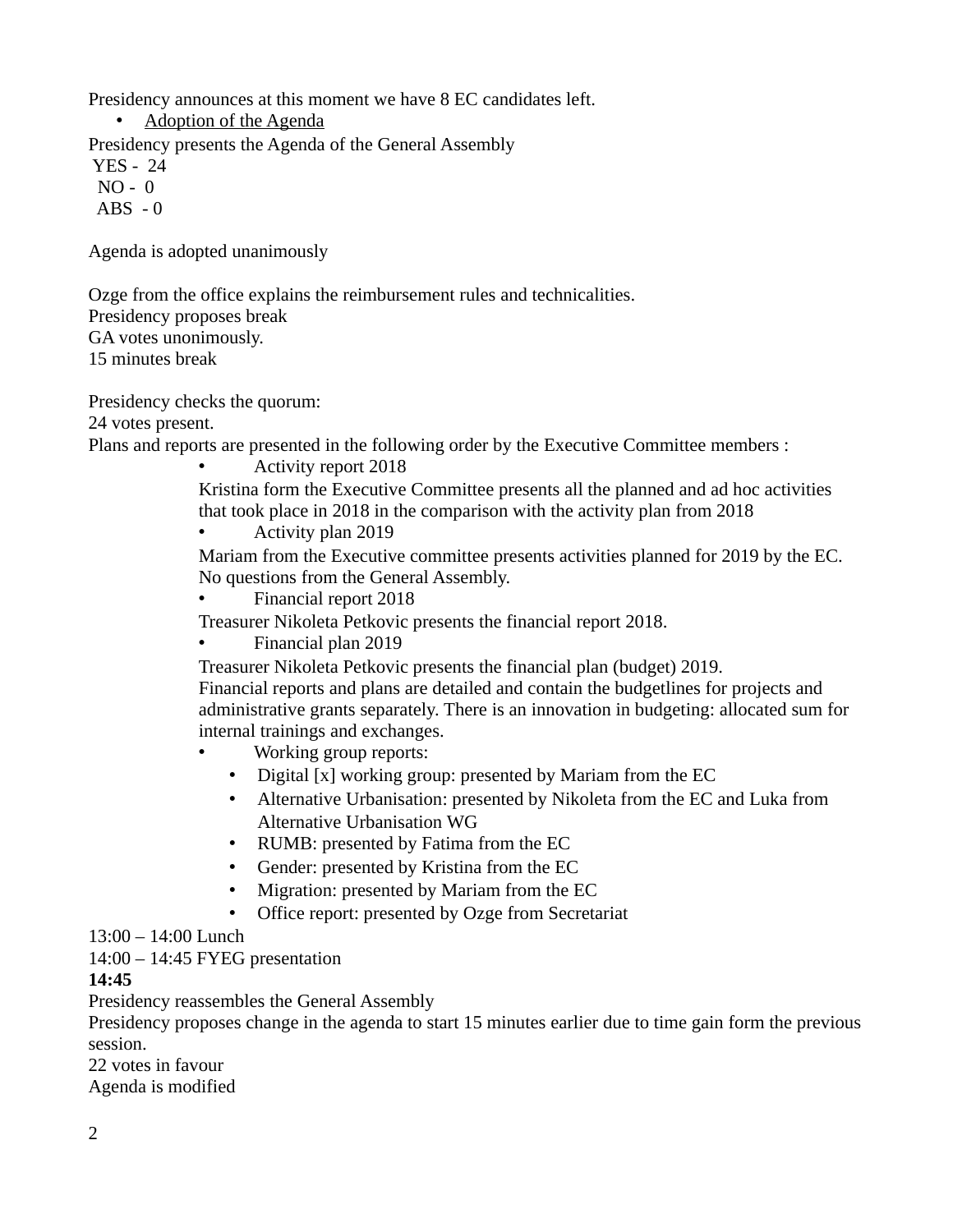Presidency announces at this moment we have 8 EC candidates left.

- Adoption of the Agenda

Presidency presents the Agenda of the General Assembly

YES - 24
NO - 0
ABS - 0

Agenda is adopted unanimously

Ozge from the office explains the reimbursement rules and technicalities.
Presidency proposes break
GA votes unonimously.
15 minutes break

Presidency checks the quorum:
24 votes present.
Plans and reports are presented in the following order by the Executive Committee members :

- Activity report 2018

  Kristina form the Executive Committee presents all the planned and ad hoc activities that took place in 2018 in the comparison with the activity plan from 2018

- Activity plan 2019

  Mariam from the Executive committee presents activities planned for 2019 by the EC. No questions from the General Assembly.

- Financial report 2018

  Treasurer Nikoleta Petkovic presents the financial report 2018.

- Financial plan 2019

  Treasurer Nikoleta Petkovic presents the financial plan (budget) 2019.
  Financial reports and plans are detailed and contain the budgetlines for projects and administrative grants separately. There is an innovation in budgeting: allocated sum for internal trainings and exchanges.

- Working group reports:
  - Digital [x] working group: presented by Mariam from the EC
  - Alternative Urbanisation: presented by Nikoleta from the EC and Luka from Alternative Urbanisation WG
  - RUMB: presented by Fatima from the EC
  - Gender: presented by Kristina from the EC
  - Migration: presented by Mariam from the EC
  - Office report: presented by Ozge from Secretariat

13:00 – 14:00 Lunch
14:00 – 14:45 FYEG presentation

**14:45**

Presidency reassembles the General Assembly
Presidency proposes change in the agenda to start 15 minutes earlier due to time gain form the previous session.
22 votes in favour
Agenda is modified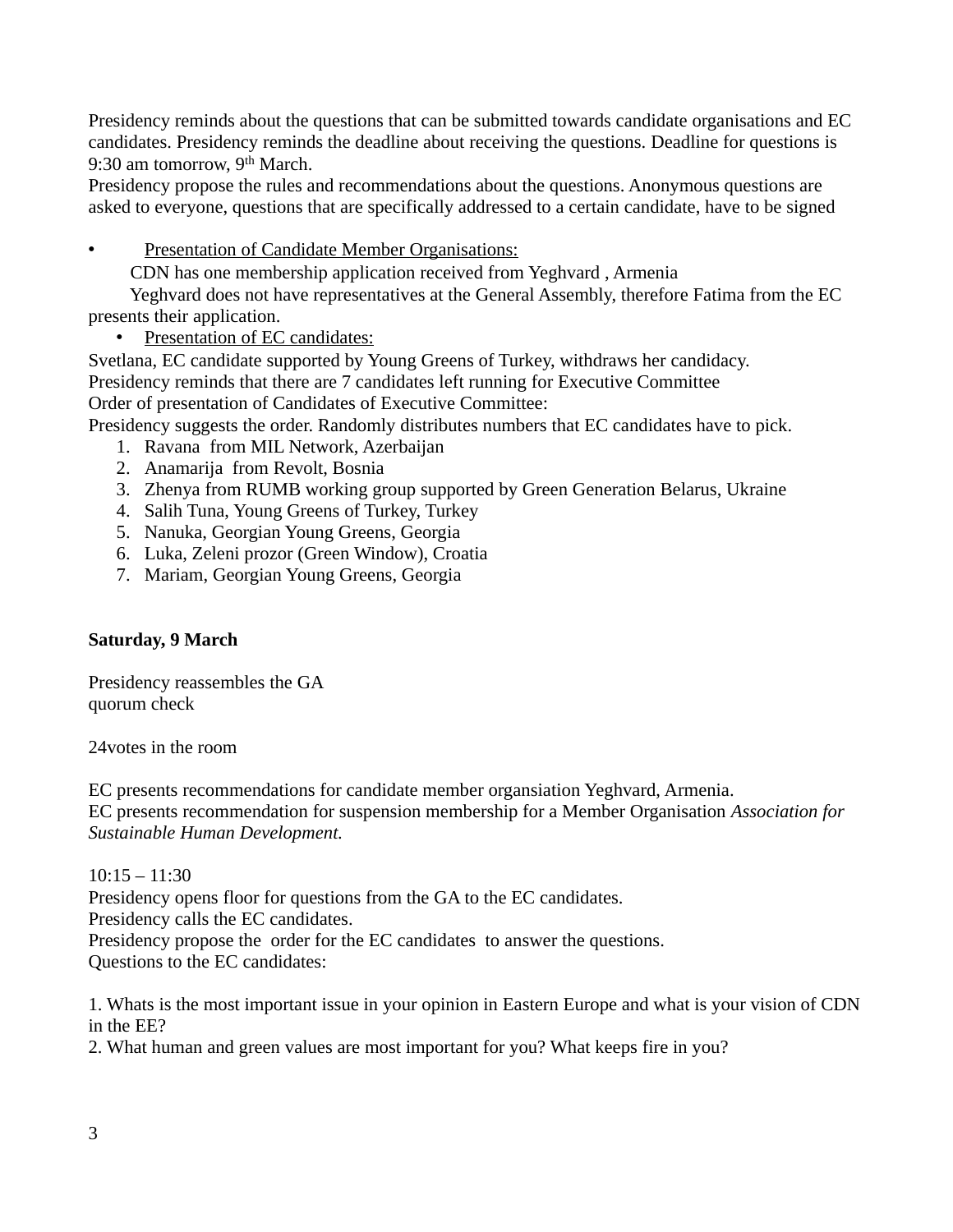Presidency reminds about the questions that can be submitted towards candidate organisations and EC candidates. Presidency reminds the deadline about receiving the questions. Deadline for questions is 9:30 am tomorrow, 9th March.
Presidency propose the rules and recommendations about the questions. Anonymous questions are asked to everyone, questions that are specifically addressed to a certain candidate, have to be signed

- Presentation of Candidate Member Organisations:

  CDN has one membership application received from Yeghvard , Armenia
  Yeghvard does not have representatives at the General Assembly, therefore Fatima from the EC presents their application.
- Presentation of EC candidates:

Svetlana, EC candidate supported by Young Greens of Turkey, withdraws her candidacy.
Presidency reminds that there are 7 candidates left running for Executive Committee
Order of presentation of Candidates of Executive Committee:
Presidency suggests the order. Randomly distributes numbers that EC candidates have to pick.

1. Ravana from MIL Network, Azerbaijan
2. Anamarija from Revolt, Bosnia
3. Zhenya from RUMB working group supported by Green Generation Belarus, Ukraine
4. Salih Tuna, Young Greens of Turkey, Turkey
5. Nanuka, Georgian Young Greens, Georgia
6. Luka, Zeleni prozor (Green Window), Croatia
7. Mariam, Georgian Young Greens, Georgia

**Saturday, 9 March**

Presidency reassembles the GA
quorum check

24votes in the room

EC presents recommendations for candidate member organsiation Yeghvard, Armenia.
EC presents recommendation for suspension membership for a Member Organisation *Association for Sustainable Human Development.*

10:15 – 11:30
Presidency opens floor for questions from the GA to the EC candidates.
Presidency calls the EC candidates.
Presidency propose the order for the EC candidates to answer the questions.
Questions to the EC candidates:

1. Whats is the most important issue in your opinion in Eastern Europe and what is your vision of CDN in the EE?
2. What human and green values are most important for you? What keeps fire in you?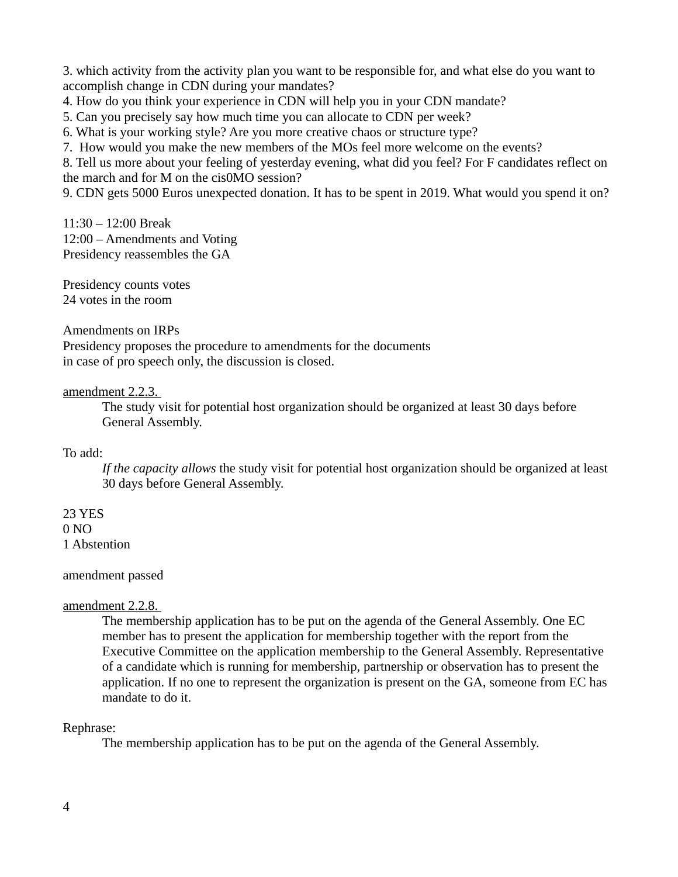3. which activity from the activity plan you want to be responsible for, and what else do you want to accomplish change in CDN during your mandates?
4. How do you think your experience in CDN will help you in your CDN mandate?
5. Can you precisely say how much time you can allocate to CDN per week?
6. What is your working style? Are you more creative chaos or structure type?
7. How would you make the new members of the MOs feel more welcome on the events?
8. Tell us more about your feeling of yesterday evening, what did you feel? For F candidates reflect on the march and for M on the cis0MO session?
9. CDN gets 5000 Euros unexpected donation. It has to be spent in 2019. What would you spend it on?

11:30 – 12:00 Break
12:00 – Amendments and Voting
Presidency reassembles the GA

Presidency counts votes
24 votes in the room

Amendments on IRPs
Presidency proposes the procedure to amendments for the documents
in case of pro speech only, the discussion is closed.

<u>amendment 2.2.3.</u>

> The study visit for potential host organization should be organized at least 30 days before General Assembly.

To add:

> *If the capacity allows* the study visit for potential host organization should be organized at least 30 days before General Assembly.

23 YES
0 NO
1 Abstention

amendment passed

<u>amendment 2.2.8.</u>

> The membership application has to be put on the agenda of the General Assembly. One EC member has to present the application for membership together with the report from the Executive Committee on the application membership to the General Assembly. Representative of a candidate which is running for membership, partnership or observation has to present the application. If no one to represent the organization is present on the GA, someone from EC has mandate to do it.

Rephrase:

> The membership application has to be put on the agenda of the General Assembly.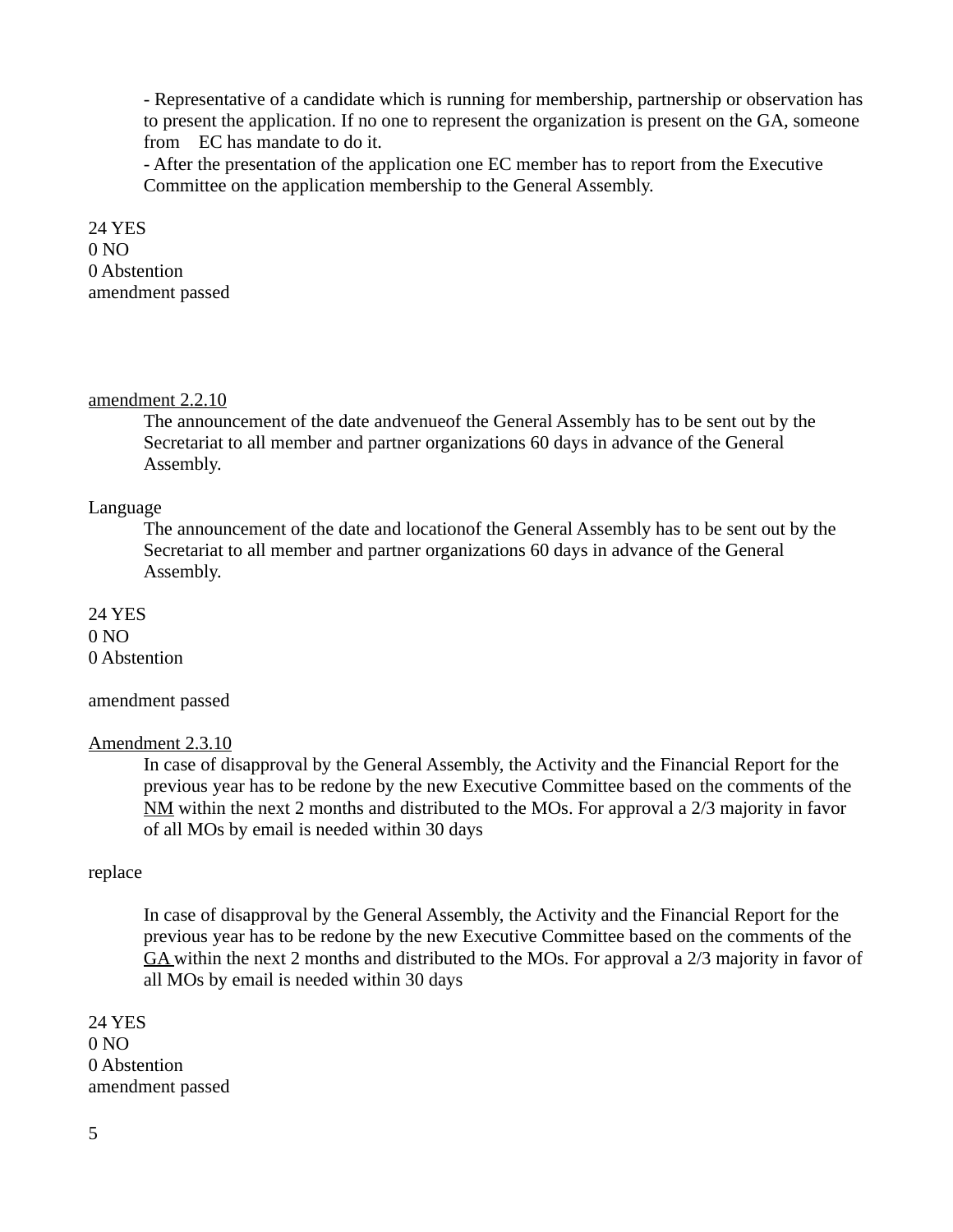- Representative of a candidate which is running for membership, partnership or observation has to present the application. If no one to represent the organization is present on the GA, someone from EC has mandate to do it.
- After the presentation of the application one EC member has to report from the Executive Committee on the application membership to the General Assembly.

24 YES
0 NO
0 Abstention
amendment passed

<u>amendment 2.2.10</u>

> The announcement of the date andvenueof the General Assembly has to be sent out by the Secretariat to all member and partner organizations 60 days in advance of the General Assembly.

Language

> The announcement of the date and locationof the General Assembly has to be sent out by the Secretariat to all member and partner organizations 60 days in advance of the General Assembly.

24 YES
0 NO
0 Abstention

amendment passed

<u>Amendment 2.3.10</u>

> In case of disapproval by the General Assembly, the Activity and the Financial Report for the previous year has to be redone by the new Executive Committee based on the comments of the <u>NM</u> within the next 2 months and distributed to the MOs. For approval a 2/3 majority in favor of all MOs by email is needed within 30 days

replace

> In case of disapproval by the General Assembly, the Activity and the Financial Report for the previous year has to be redone by the new Executive Committee based on the comments of the <u>GA</u> within the next 2 months and distributed to the MOs. For approval a 2/3 majority in favor of all MOs by email is needed within 30 days

24 YES
0 NO
0 Abstention
amendment passed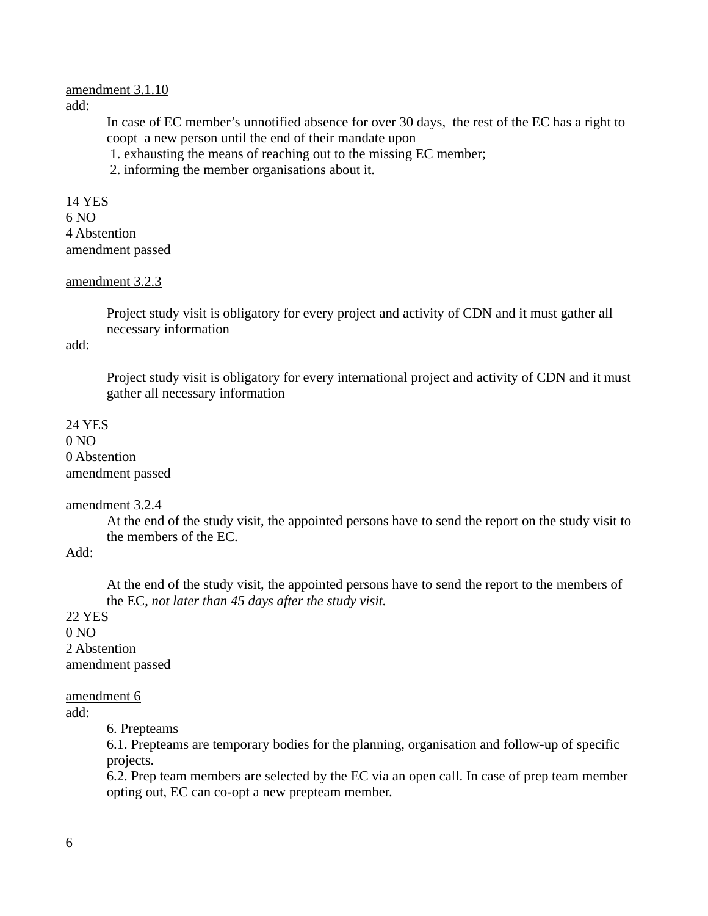<u>amendment 3.1.10</u>
add:

> In case of EC member's unnotified absence for over 30 days, the rest of the EC has a right to coopt a new person until the end of their mandate upon
> 1. exhausting the means of reaching out to the missing EC member;
> 2. informing the member organisations about it.

14 YES
6 NO
4 Abstention
amendment passed

<u>amendment 3.2.3</u>

> Project study visit is obligatory for every project and activity of CDN and it must gather all necessary information

add:

> Project study visit is obligatory for every <u>international</u> project and activity of CDN and it must gather all necessary information

24 YES
0 NO
0 Abstention
amendment passed

<u>amendment 3.2.4</u>

> At the end of the study visit, the appointed persons have to send the report on the study visit to the members of the EC.

Add:

> At the end of the study visit, the appointed persons have to send the report to the members of the EC, *not later than 45 days after the study visit.*

22 YES
0 NO
2 Abstention
amendment passed

<u>amendment 6</u>
add:

> 6. Prepteams
> 6.1. Prepteams are temporary bodies for the planning, organisation and follow-up of specific projects.
> 6.2. Prep team members are selected by the EC via an open call. In case of prep team member opting out, EC can co-opt a new prepteam member.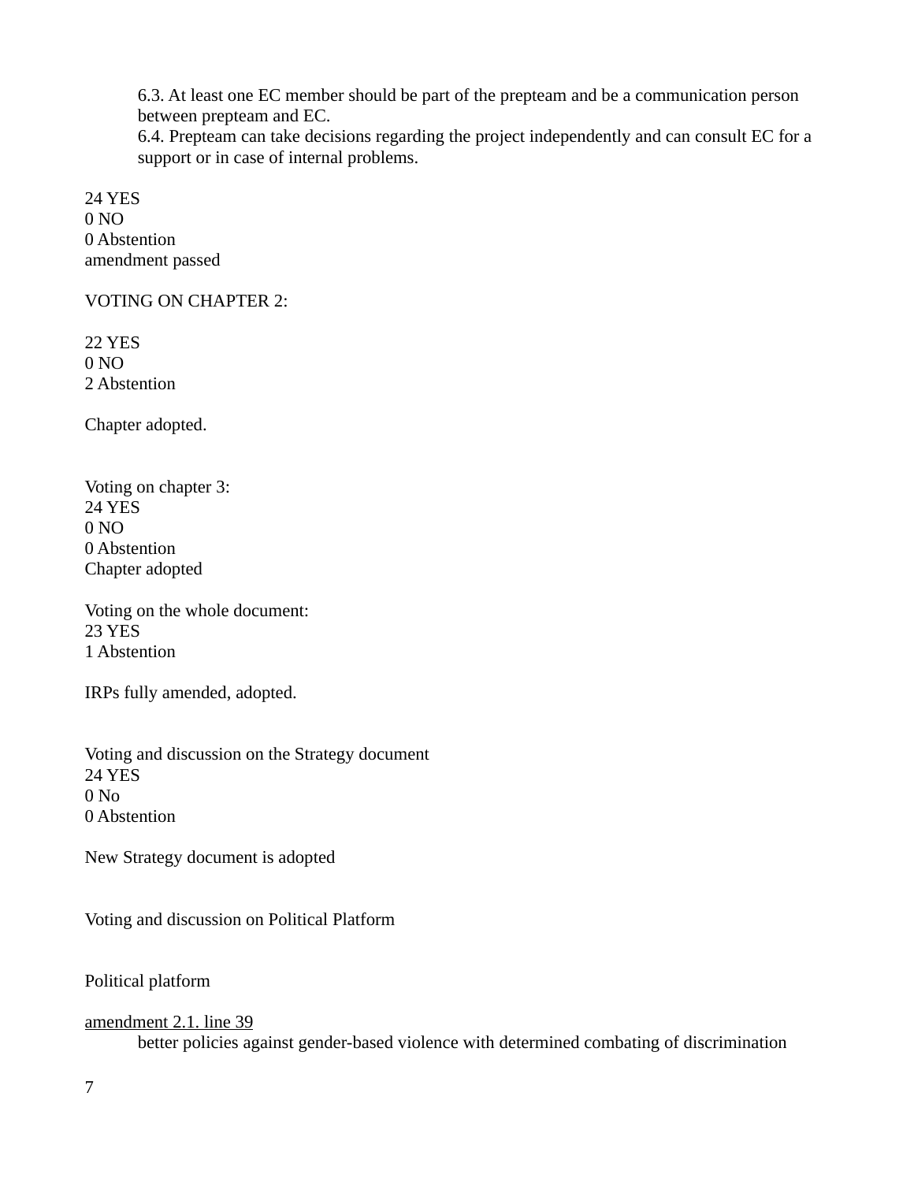6.3. At least one EC member should be part of the prepteam and be a communication person between prepteam and EC.
6.4. Prepteam can take decisions regarding the project independently and can consult EC for a support or in case of internal problems.

24 YES
0 NO
0 Abstention
amendment passed

VOTING ON CHAPTER 2:

22 YES
0 NO
2 Abstention

Chapter adopted.

Voting on chapter 3:
24 YES
0 NO
0 Abstention
Chapter adopted

Voting on the whole document:
23 YES
1 Abstention

IRPs fully amended, adopted.

Voting and discussion on the Strategy document
24 YES
0 No
0 Abstention

New Strategy document is adopted

Voting and discussion on Political Platform

Political platform

amendment 2.1. line 39

better policies against gender-based violence with determined combating of discrimination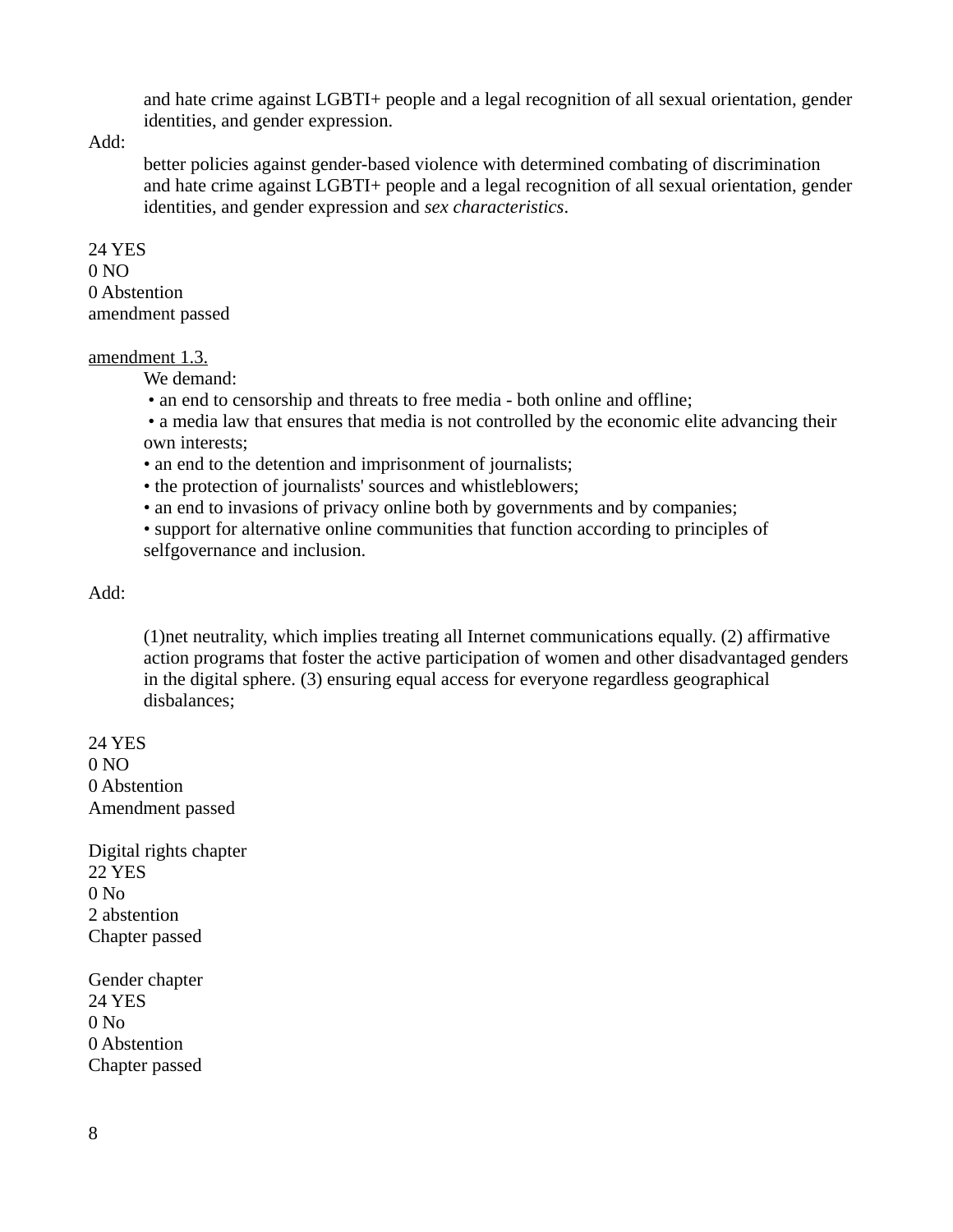and hate crime against LGBTI+ people and a legal recognition of all sexual orientation, gender identities, and gender expression.

Add:

better policies against gender-based violence with determined combating of discrimination and hate crime against LGBTI+ people and a legal recognition of all sexual orientation, gender identities, and gender expression and *sex characteristics*.

24 YES
0 NO
0 Abstention
amendment passed

<u>amendment 1.3.</u>

We demand:

- an end to censorship and threats to free media - both online and offline;
- a media law that ensures that media is not controlled by the economic elite advancing their own interests;
- an end to the detention and imprisonment of journalists;
- the protection of journalists' sources and whistleblowers;
- an end to invasions of privacy online both by governments and by companies;
- support for alternative online communities that function according to principles of selfgovernance and inclusion.

Add:

(1)net neutrality, which implies treating all Internet communications equally. (2) affirmative action programs that foster the active participation of women and other disadvantaged genders in the digital sphere. (3) ensuring equal access for everyone regardless geographical disbalances;

24 YES
0 NO
0 Abstention
Amendment passed

Digital rights chapter
22 YES
0 No
2 abstention
Chapter passed

Gender chapter
24 YES
0 No
0 Abstention
Chapter passed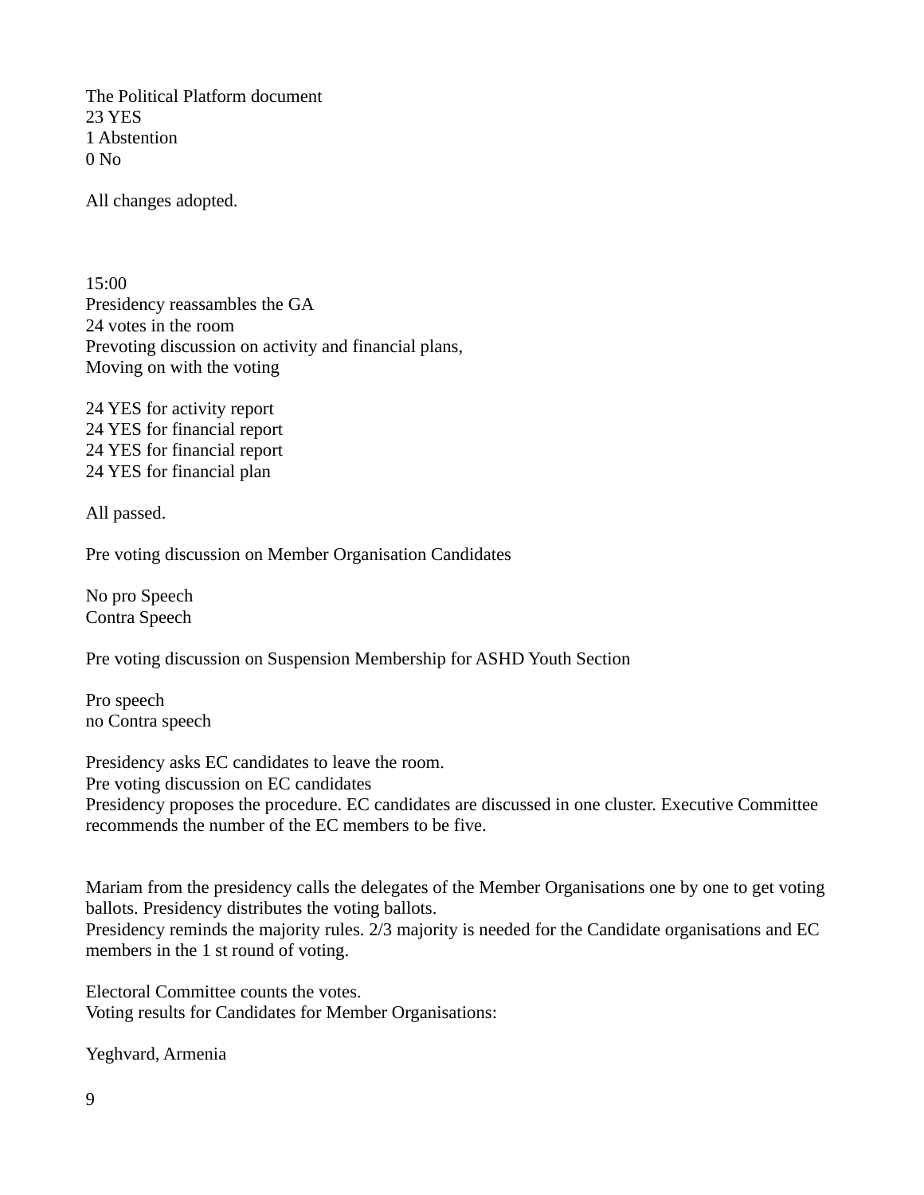The Political Platform document
23 YES
1 Abstention
0 No

All changes adopted.

15:00
Presidency reassambles the GA
24 votes in the room
Prevoting discussion on activity and financial plans,
Moving on with the voting

24 YES for activity report
24 YES for financial report
24 YES for financial report
24 YES for financial plan

All passed.

Pre voting discussion on Member Organisation Candidates

No pro Speech
Contra Speech

Pre voting discussion on Suspension Membership for ASHD Youth Section

Pro speech
no Contra speech

Presidency asks EC candidates to leave the room.
Pre voting discussion on EC candidates
Presidency proposes the procedure. EC candidates are discussed in one cluster. Executive Committee recommends the number of the EC members to be five.

Mariam from the presidency calls the delegates of the Member Organisations one by one to get voting ballots. Presidency distributes the voting ballots.
Presidency reminds the majority rules. 2/3 majority is needed for the Candidate organisations and EC members in the 1 st round of voting.

Electoral Committee counts the votes.
Voting results for Candidates for Member Organisations:

Yeghvard, Armenia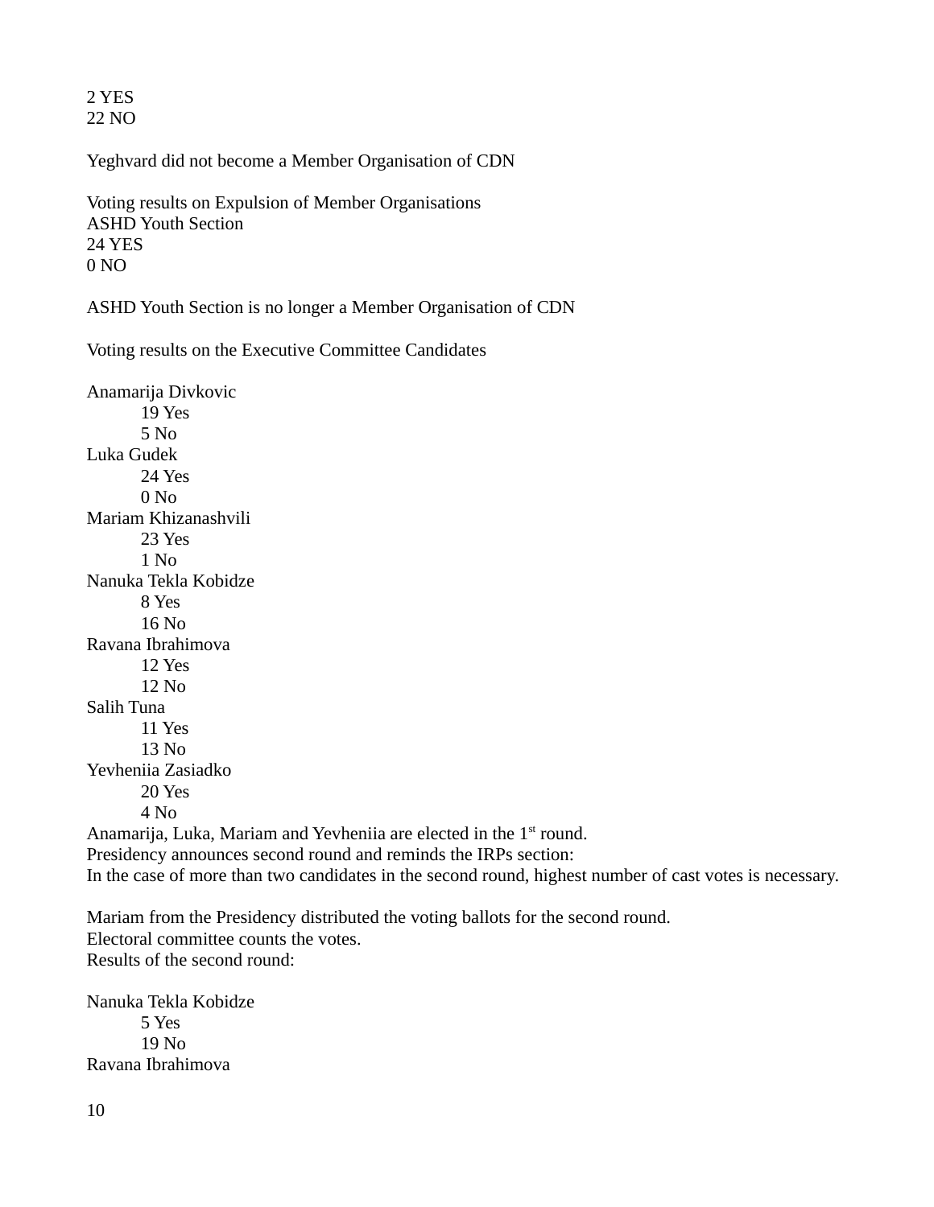2 YES
22 NO

Yeghvard did not become a Member Organisation of CDN

Voting results on Expulsion of Member Organisations
ASHD Youth Section
24 YES
0 NO

ASHD Youth Section is no longer a Member Organisation of CDN

Voting results on the Executive Committee Candidates

Anamarija Divkovic
- 19 Yes
- 5 No

Luka Gudek
- 24 Yes
- 0 No

Mariam Khizanashvili
- 23 Yes
- 1 No

Nanuka Tekla Kobidze
- 8 Yes
- 16 No

Ravana Ibrahimova
- 12 Yes
- 12 No

Salih Tuna
- 11 Yes
- 13 No

Yevheniia Zasiadko
- 20 Yes
- 4 No

Anamarija, Luka, Mariam and Yevheniia are elected in the 1st round.
Presidency announces second round and reminds the IRPs section:
In the case of more than two candidates in the second round, highest number of cast votes is necessary.

Mariam from the Presidency distributed the voting ballots for the second round.
Electoral committee counts the votes.
Results of the second round:

Nanuka Tekla Kobidze
- 5 Yes
- 19 No

Ravana Ibrahimova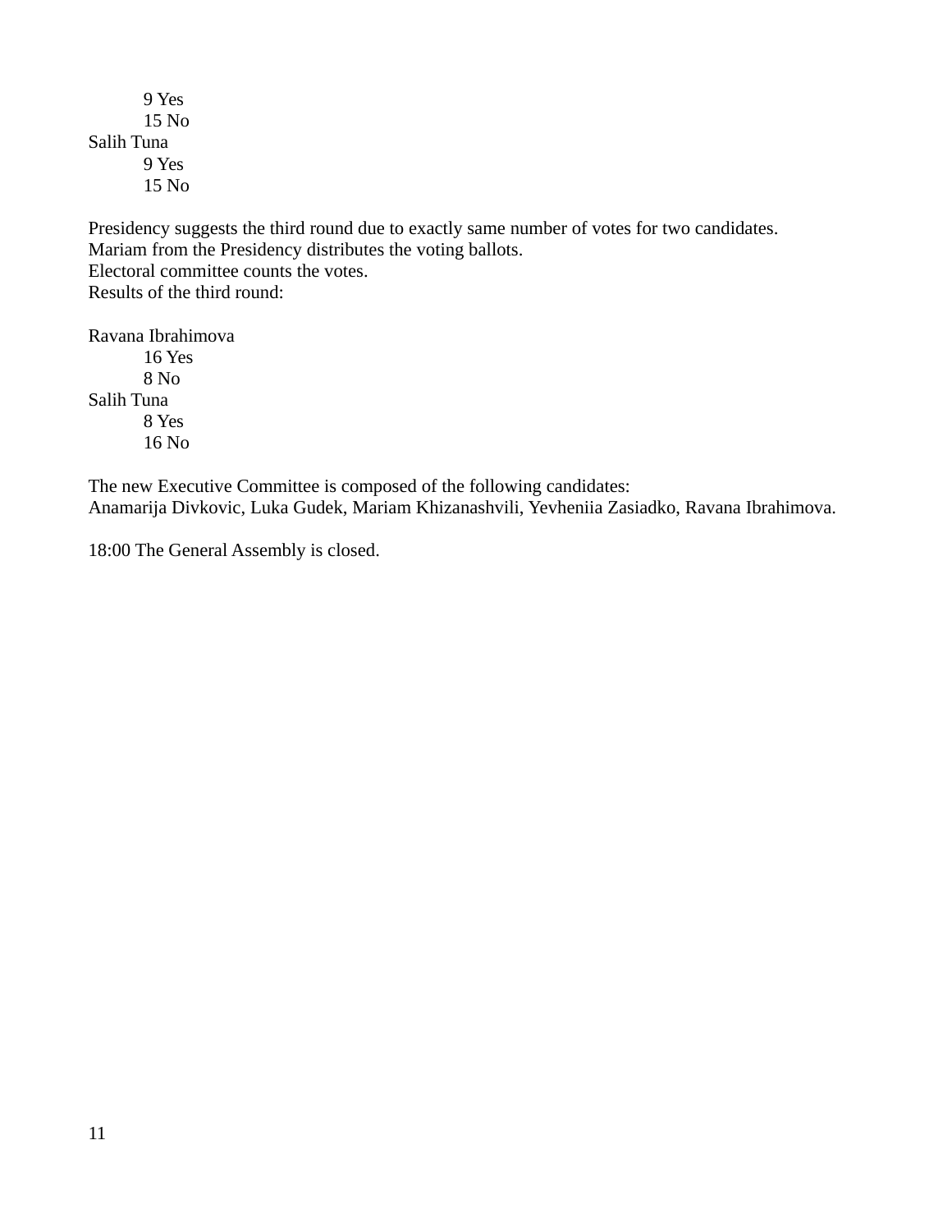9 Yes
    15 No

Salih Tuna

    9 Yes
    15 No

Presidency suggests the third round due to exactly same number of votes for two candidates.
Mariam from the Presidency distributes the voting ballots.
Electoral committee counts the votes.
Results of the third round:

Ravana Ibrahimova

    16 Yes
    8 No

Salih Tuna

    8 Yes
    16 No

The new Executive Committee is composed of the following candidates:
Anamarija Divkovic, Luka Gudek, Mariam Khizanashvili, Yevheniia Zasiadko, Ravana Ibrahimova.

18:00 The General Assembly is closed.